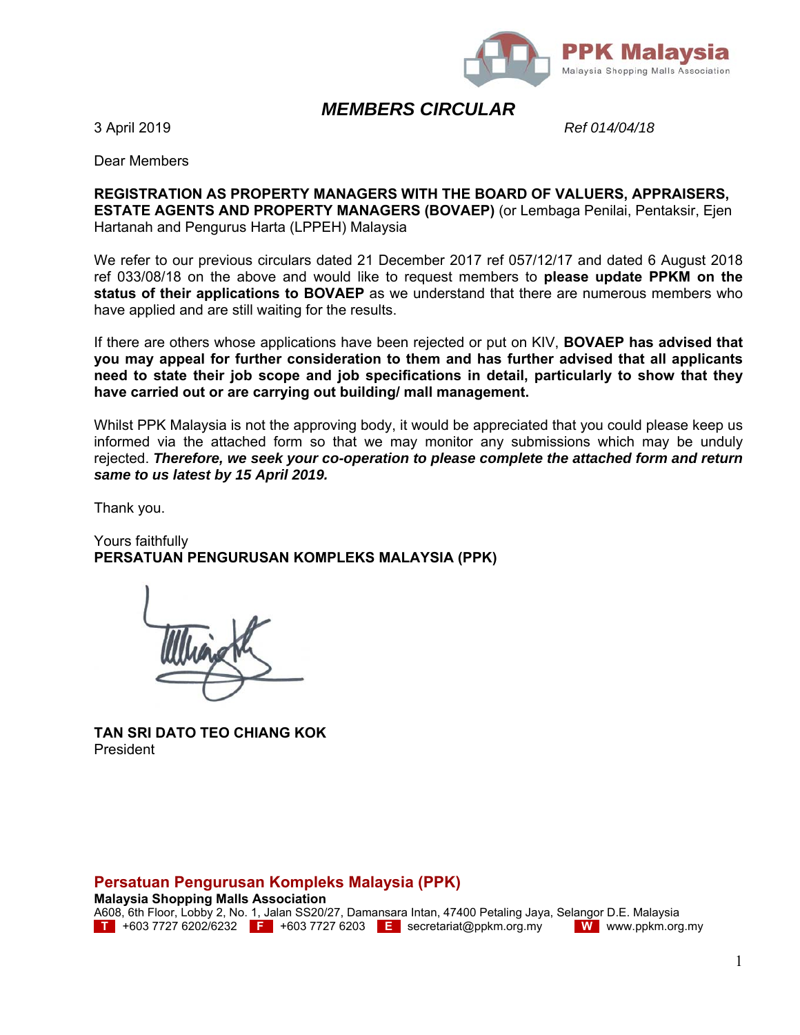PPK Malaysia
Malaysia Shopping Malls Association

# *MEMBERS CIRCULAR*

3 April 2019 *Ref 014/04/18*

Dear Members

**REGISTRATION AS PROPERTY MANAGERS WITH THE BOARD OF VALUERS, APPRAISERS, ESTATE AGENTS AND PROPERTY MANAGERS (BOVAEP)** (or Lembaga Penilai, Pentaksir, Ejen Hartanah and Pengurus Harta (LPPEH) Malaysia

We refer to our previous circulars dated 21 December 2017 ref 057/12/17 and dated 6 August 2018 ref 033/08/18 on the above and would like to request members to **please update PPKM on the status of their applications to BOVAEP** as we understand that there are numerous members who have applied and are still waiting for the results.

If there are others whose applications have been rejected or put on KIV, **BOVAEP has advised that you may appeal for further consideration to them and has further advised that all applicants need to state their job scope and job specifications in detail, particularly to show that they have carried out or are carrying out building/ mall management.**

Whilst PPK Malaysia is not the approving body, it would be appreciated that you could please keep us informed via the attached form so that we may monitor any submissions which may be unduly rejected. ***Therefore, we seek your co-operation to please complete the attached form and return same to us latest by 15 April 2019.***

Thank you.

Yours faithfully
**PERSATUAN PENGURUSAN KOMPLEKS MALAYSIA (PPK)**

**TAN SRI DATO TEO CHIANG KOK**
President

**Persatuan Pengurusan Kompleks Malaysia (PPK)**
**Malaysia Shopping Malls Association**
A608, 6th Floor, Lobby 2, No. 1, Jalan SS20/27, Damansara Intan, 47400 Petaling Jaya, Selangor D.E. Malaysia
T +603 7727 6202/6232 F +603 7727 6203 E secretariat@ppkm.org.my W www.ppkm.org.my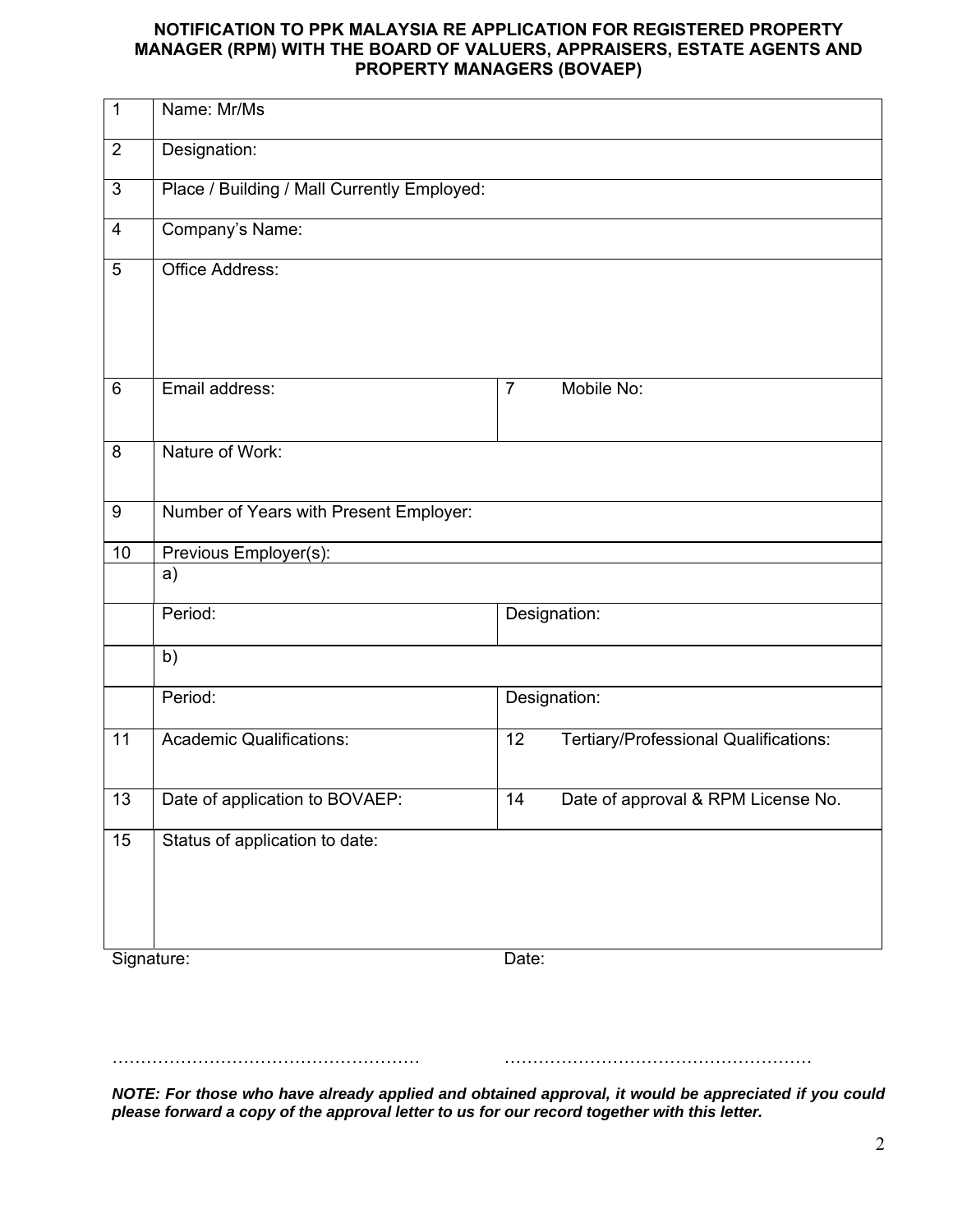**NOTIFICATION TO PPK MALAYSIA RE APPLICATION FOR REGISTERED PROPERTY MANAGER (RPM) WITH THE BOARD OF VALUERS, APPRAISERS, ESTATE AGENTS AND PROPERTY MANAGERS (BOVAEP)**

| | | |
|---|---|---|
| 1 | Name: Mr/Ms | |
| 2 | Designation: | |
| 3 | Place / Building / Mall Currently Employed: | |
| 4 | Company's Name: | |
| 5 | Office Address: | |
| 6 | Email address: | 7 Mobile No: |
| 8 | Nature of Work: | |
| 9 | Number of Years with Present Employer: | |
| 10 | Previous Employer(s): | |
| | a) | |
| | Period: | Designation: |
| | b) | |
| | Period: | Designation: |
| 11 | Academic Qualifications: | 12 Tertiary/Professional Qualifications: |
| 13 | Date of application to BOVAEP: | 14 Date of approval & RPM License No. |
| 15 | Status of application to date: | |

Signature: ……………………………………………… Date: ………………………………………………

***NOTE: For those who have already applied and obtained approval, it would be appreciated if you could please forward a copy of the approval letter to us for our record together with this letter.***